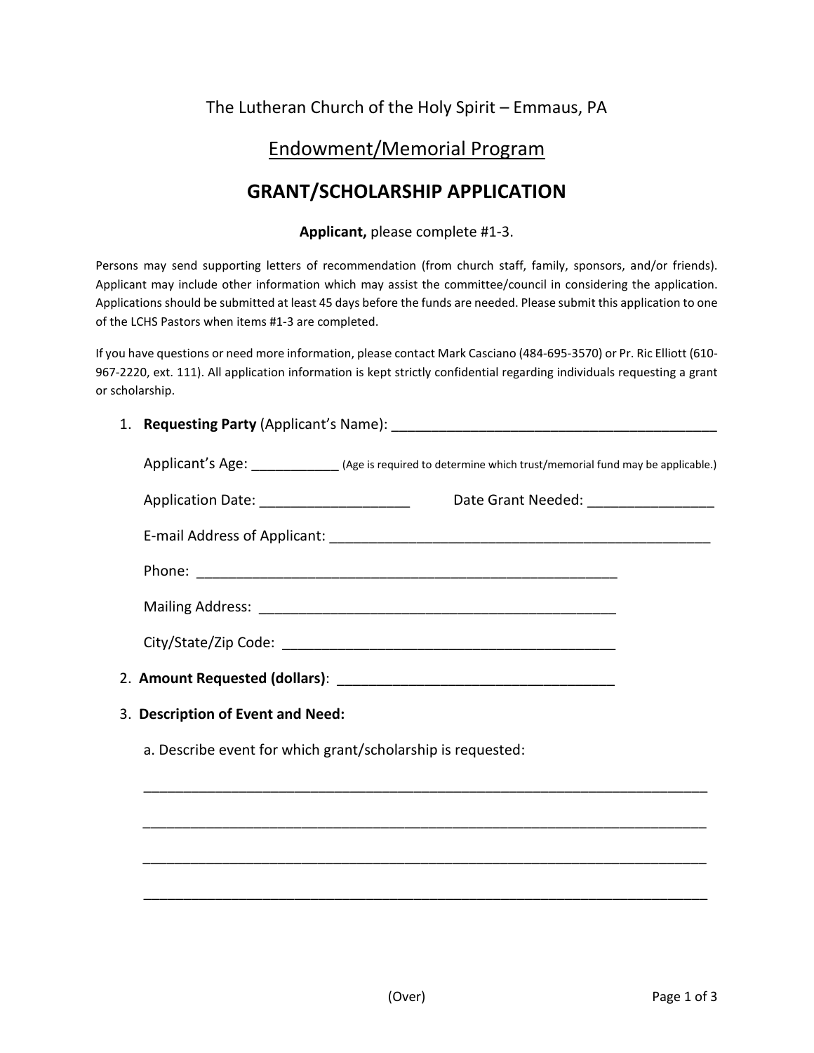The Lutheran Church of the Holy Spirit – Emmaus, PA

## Endowment/Memorial Program

# GRANT/SCHOLARSHIP APPLICATION

**Applicant,** please complete #1-3.

Persons may send supporting letters of recommendation (from church staff, family, sponsors, and/or friends). Applicant may include other information which may assist the committee/council in considering the application. Applications should be submitted at least 45 days before the funds are needed. Please submit this application to one of the LCHS Pastors when items #1-3 are completed.

If you have questions or need more information, please contact Mark Casciano (484-695-3570) or Pr. Ric Elliott (610-967-2220, ext. 111). All application information is kept strictly confidential regarding individuals requesting a grant or scholarship.

1. **Requesting Party** (Applicant's Name): ________________________________________

   Applicant's Age: ___________ (Age is required to determine which trust/memorial fund may be applicable.)

   Application Date: __________________ Date Grant Needed: _______________

   E-mail Address of Applicant: _______________________________________________

   Phone: _____________________________________________________

   Mailing Address: ____________________________________________

   City/State/Zip Code: _________________________________________

2. **Amount Requested (dollars)**: __________________________________

3. **Description of Event and Need:**

   a. Describe event for which grant/scholarship is requested:

   ___________________________________________________________________________

   ___________________________________________________________________________

   ___________________________________________________________________________

   ___________________________________________________________________________

(Over)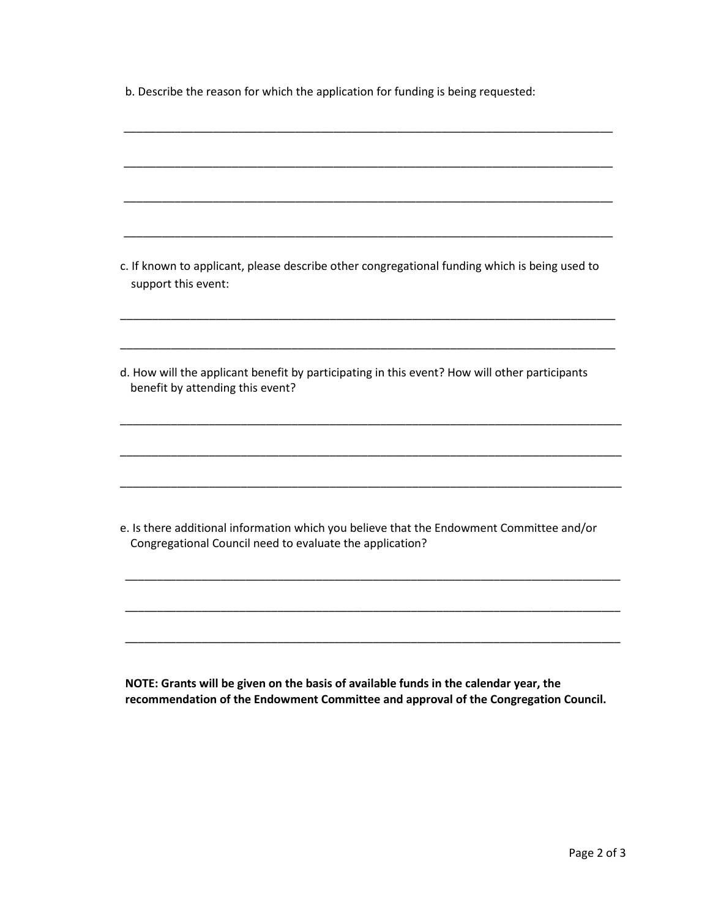b. Describe the reason for which the application for funding is being requested:

______________________________________________________________________________

______________________________________________________________________________

______________________________________________________________________________

______________________________________________________________________________

c. If known to applicant, please describe other congregational funding which is being used to support this event:

______________________________________________________________________________

______________________________________________________________________________

d. How will the applicant benefit by participating in this event? How will other participants benefit by attending this event?

______________________________________________________________________________

______________________________________________________________________________

______________________________________________________________________________

e. Is there additional information which you believe that the Endowment Committee and/or Congregational Council need to evaluate the application?

______________________________________________________________________________

______________________________________________________________________________

______________________________________________________________________________

**NOTE: Grants will be given on the basis of available funds in the calendar year, the recommendation of the Endowment Committee and approval of the Congregation Council.**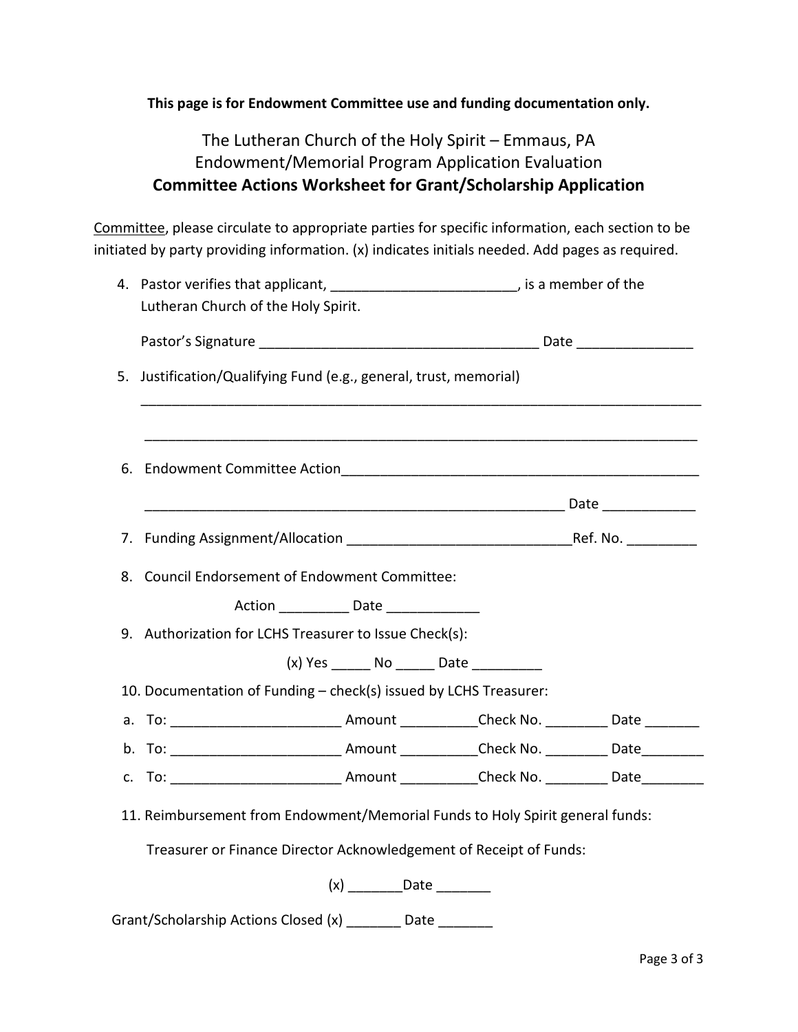**This page is for Endowment Committee use and funding documentation only.**

The Lutheran Church of the Holy Spirit – Emmaus, PA
Endowment/Memorial Program Application Evaluation

**Committee Actions Worksheet for Grant/Scholarship Application**

Committee, please circulate to appropriate parties for specific information, each section to be initiated by party providing information. (x) indicates initials needed. Add pages as required.

4. Pastor verifies that applicant, ________________________, is a member of the Lutheran Church of the Holy Spirit.

   Pastor's Signature ____________________________________ Date _______________

5. Justification/Qualifying Fund (e.g., general, trust, memorial)

   ___________________________________________________________________________

   ___________________________________________________________________________

6. Endowment Committee Action_________________________________________________

   _______________________________________________________ Date ____________

7. Funding Assignment/Allocation _____________________________Ref. No. _________

8. Council Endorsement of Endowment Committee:

   Action _________ Date ____________

9. Authorization for LCHS Treasurer to Issue Check(s):

   (x) Yes _____ No _____ Date _________

10. Documentation of Funding – check(s) issued by LCHS Treasurer:

   a. To: ______________________ Amount __________Check No. ________ Date _______
   b. To: ______________________ Amount __________Check No. ________ Date________
   c. To: ______________________ Amount __________Check No. ________ Date________

11. Reimbursement from Endowment/Memorial Funds to Holy Spirit general funds:

   Treasurer or Finance Director Acknowledgement of Receipt of Funds:

   (x) _______Date _______

Grant/Scholarship Actions Closed (x) _______ Date _______